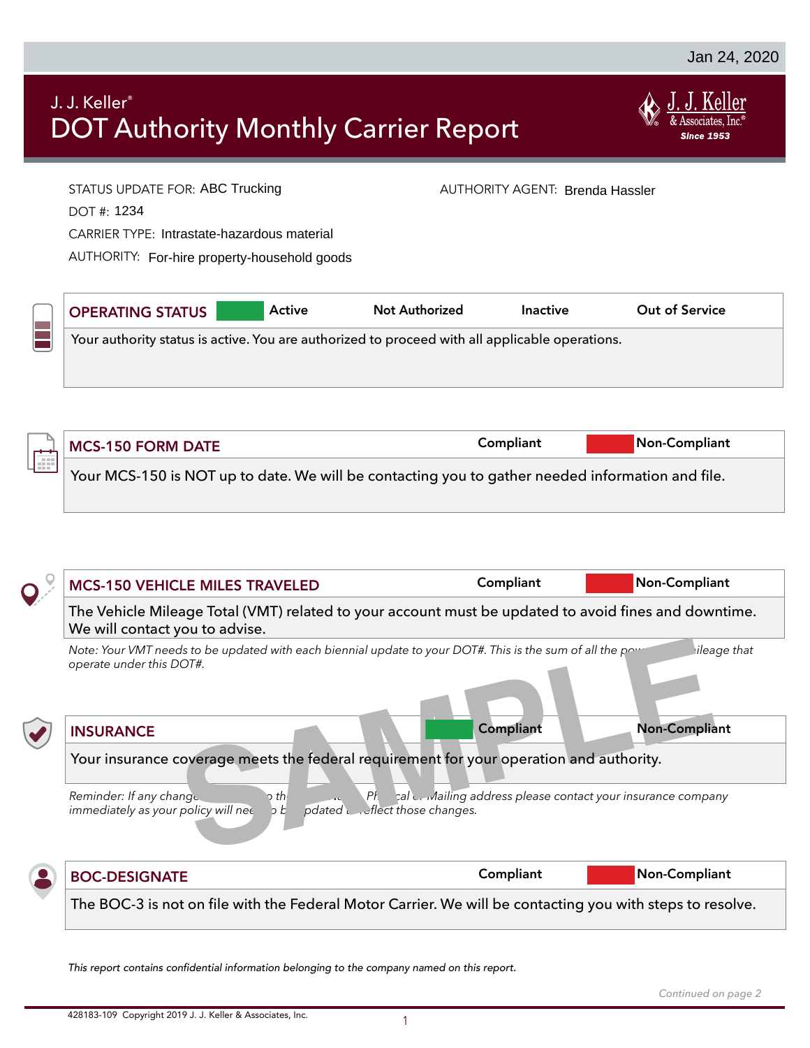Jan 24, 2020

J. J. Keller®

# DOT Authority Monthly Carrier Report

J. J. Keller & Associates, Inc.® Since 1953

STATUS UPDATE FOR: ABC Trucking

AUTHORITY AGENT: Brenda Hassler

DOT #: 1234

CARRIER TYPE: Intrastate-hazardous material

AUTHORITY: For-hire property-household goods

## OPERATING STATUS

**Active** (selected) | Not Authorized | Inactive | Out of Service

Your authority status is active. You are authorized to proceed with all applicable operations.

## MCS-150 FORM DATE

Compliant | **Non-Compliant** (selected)

Your MCS-150 is NOT up to date. We will be contacting you to gather needed information and file.

## MCS-150 VEHICLE MILES TRAVELED

Compliant | **Non-Compliant** (selected)

The Vehicle Mileage Total (VMT) related to your account must be updated to avoid fines and downtime. We will contact you to advise.

*Note: Your VMT needs to be updated with each biennial update to your DOT#. This is the sum of all the po... mileage that operate under this DOT#.*

## INSURANCE

**Compliant** (selected) | Non-Compliant

Your insurance coverage meets the federal requirement for your operation and authority.

*Reminder: If any change... to th... Physical or Mailing address please contact your insurance company immediately as your policy will need to be updated to reflect those changes.*

SAMPLE

## BOC-DESIGNATE

Compliant | **Non-Compliant** (selected)

The BOC-3 is not on file with the Federal Motor Carrier. We will be contacting you with steps to resolve.

*This report contains confidential information belonging to the company named on this report.*

*Continued on page 2*

428183-109 Copyright 2019 J. J. Keller & Associates, Inc.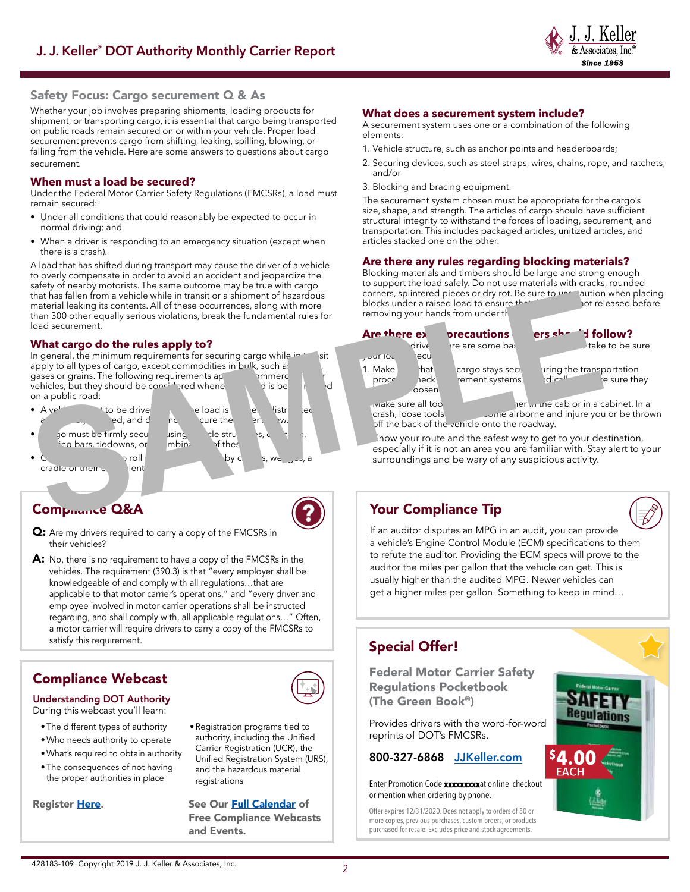## Safety Focus: Cargo securement Q & As

Whether your job involves preparing shipments, loading products for shipment, or transporting cargo, it is essential that cargo being transported on public roads remain secured on or within your vehicle. Proper load securement prevents cargo from shifting, leaking, spilling, blowing, or falling from the vehicle. Here are some answers to questions about cargo securement.

### When must a load be secured?

Under the Federal Motor Carrier Safety Regulations (FMCSRs), a load must remain secured:

- Under all conditions that could reasonably be expected to occur in normal driving; and
- When a driver is responding to an emergency situation (except when there is a crash).

A load that has shifted during transport may cause the driver of a vehicle to overly compensate in order to avoid an accident and jeopardize the safety of nearby motorists. The same outcome may be true with cargo that has fallen from a vehicle while in transit or a shipment of hazardous material leaking its contents. All of these occurrences, along with more than 300 other equally serious violations, break the fundamental rules for load securement.

### What cargo do the rules apply to?

In general, the minimum requirements for securing cargo while in transit apply to all types of cargo, except commodities in bulk, such a... gases or grains. The following requirements ap... ommerc... vehicles, but they should be considered whene... d is be... d on a public road:

- A vehicle ... to be drive... e load is ... distributed, and c... cure the ... w.
- ...go must be firmly secu... using ... cle stru... s, ... ing bars, tiedowns, or ... mbin... of thes...
- C... o roll ... by c... s, we... s, a cradle or their e... lent

### What does a securement system include?

A securement system uses one or a combination of the following elements:

1. Vehicle structure, such as anchor points and headerboards;
2. Securing devices, such as steel straps, wires, chains, rope, and ratchets; and/or
3. Blocking and bracing equipment.

The securement system chosen must be appropriate for the cargo's size, shape, and strength. The articles of cargo should have sufficient structural integrity to withstand the forces of loading, securement, and transportation. This includes packaged articles, unitized articles, and articles stacked one on the other.

### Are there any rules regarding blocking materials?

Blocking materials and timbers should be large and strong enough to support the load safely. Do not use materials with cracks, rounded corners, splintered pieces or dry rot. Be sure to use caution when placing blocks under a raised load to ensure th... not released before removing your hands from under th...

### Are there ex... precautions ... ers sh... d follow?

... drive... re are some bas... take to be sure your lo... ecu...

1. Make ... that ... cargo stays secu... uring the transportation proce... heck ... rement systems ... dically ... e sure they ... loosen...
2. Make sure all too... er in the cab or in a cabinet. In a crash, loose tools ... ome airborne and injure you or be thrown off the back of the vehicle onto the roadway.
3. Know your route and the safest way to get to your destination, especially if it is not an area you are familiar with. Stay alert to your surroundings and be wary of any suspicious activity.

## Compliance Q&A

**Q:** Are my drivers required to carry a copy of the FMCSRs in their vehicles?

**A:** No, there is no requirement to have a copy of the FMCSRs in the vehicles. The requirement (390.3) is that "every employer shall be knowledgeable of and comply with all regulations…that are applicable to that motor carrier's operations," and "every driver and employee involved in motor carrier operations shall be instructed regarding, and shall comply with, all applicable regulations…" Often, a motor carrier will require drivers to carry a copy of the FMCSRs to satisfy this requirement.

## Your Compliance Tip

If an auditor disputes an MPG in an audit, you can provide a vehicle's Engine Control Module (ECM) specifications to them to refute the auditor. Providing the ECM specs will prove to the auditor the miles per gallon that the vehicle can get. This is usually higher than the audited MPG. Newer vehicles can get a higher miles per gallon. Something to keep in mind…

## Compliance Webcast

### Understanding DOT Authority

During this webcast you'll learn:

- The different types of authority
- Who needs authority to operate
- What's required to obtain authority
- The consequences of not having the proper authorities in place
- Registration programs tied to authority, including the Unified Carrier Registration (UCR), the Unified Registration System (URS), and the hazardous material registrations

**Register Here.**

**See Our Full Calendar of Free Compliance Webcasts and Events.**

## Special Offer!

**Federal Motor Carrier Safety Regulations Pocketbook (The Green Book®)**

Provides drivers with the word-for-word reprints of DOT's FMCSRs.

800-327-6868 JJKeller.com

**$4.00 EACH**

Enter Promotion Code **xxxxxxxxx** at online checkout or mention when ordering by phone.

Offer expires 12/31/2020. Does not apply to orders of 50 or more copies, previous purchases, custom orders, or products purchased for resale. Excludes price and stock agreements.

428183-109 Copyright 2019 J. J. Keller & Associates, Inc.